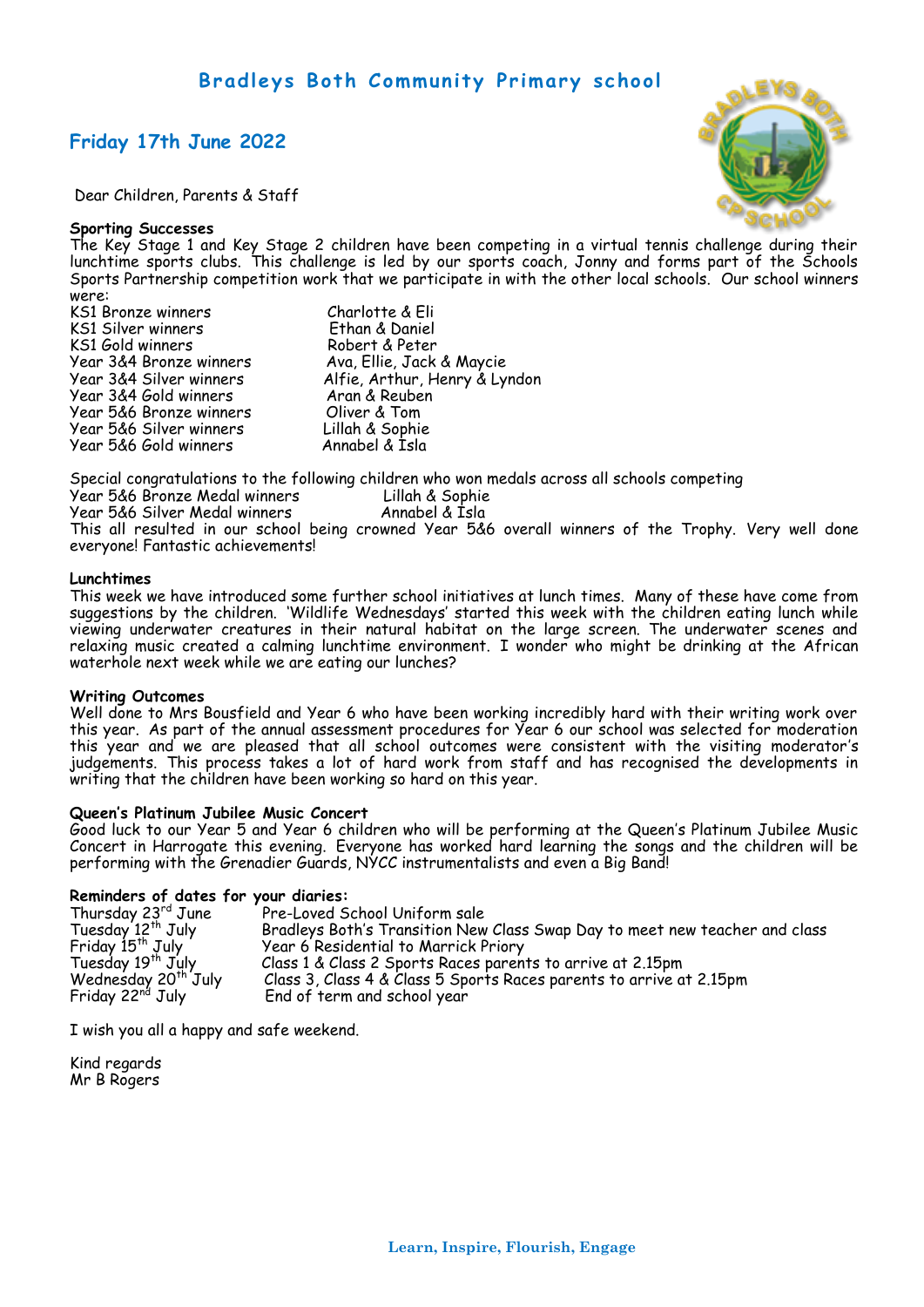## Bradleys Both Community Primary school

### Friday 17th June 2022

Dear Children, Parents & Staff

**Sporting Successes**

The Key Stage 1 and Key Stage 2 children have been competing in a virtual tennis challenge during their lunchtime sports clubs. This challenge is led by our sports coach, Jonny and forms part of the Schools Sports Partnership competition work that we participate in with the other local schools. Our school winners were:

| | |
|---|---|
| KS1 Bronze winners | Charlotte & Eli |
| KS1 Silver winners | Ethan & Daniel |
| KS1 Gold winners | Robert & Peter |
| Year 3&4 Bronze winners | Ava, Ellie, Jack & Maycie |
| Year 3&4 Silver winners | Alfie, Arthur, Henry & Lyndon |
| Year 3&4 Gold winners | Aran & Reuben |
| Year 5&6 Bronze winners | Oliver & Tom |
| Year 5&6 Silver winners | Lillah & Sophie |
| Year 5&6 Gold winners | Annabel & Isla |

Special congratulations to the following children who won medals across all schools competing

| | |
|---|---|
| Year 5&6 Bronze Medal winners | Lillah & Sophie |
| Year 5&6 Silver Medal winners | Annabel & Isla |

This all resulted in our school being crowned Year 5&6 overall winners of the Trophy. Very well done everyone! Fantastic achievements!

**Lunchtimes**

This week we have introduced some further school initiatives at lunch times. Many of these have come from suggestions by the children. 'Wildlife Wednesdays' started this week with the children eating lunch while viewing underwater creatures in their natural habitat on the large screen. The underwater scenes and relaxing music created a calming lunchtime environment. I wonder who might be drinking at the African waterhole next week while we are eating our lunches?

**Writing Outcomes**

Well done to Mrs Bousfield and Year 6 who have been working incredibly hard with their writing work over this year. As part of the annual assessment procedures for Year 6 our school was selected for moderation this year and we are pleased that all school outcomes were consistent with the visiting moderator's judgements. This process takes a lot of hard work from staff and has recognised the developments in writing that the children have been working so hard on this year.

**Queen's Platinum Jubilee Music Concert**

Good luck to our Year 5 and Year 6 children who will be performing at the Queen's Platinum Jubilee Music Concert in Harrogate this evening. Everyone has worked hard learning the songs and the children will be performing with the Grenadier Guards, NYCC instrumentalists and even a Big Band!

**Reminders of dates for your diaries:**

| | |
|---|---|
| Thursday 23rd June | Pre-Loved School Uniform sale |
| Tuesday 12th July | Bradleys Both's Transition New Class Swap Day to meet new teacher and class |
| Friday 15th July | Year 6 Residential to Marrick Priory |
| Tuesday 19th July | Class 1 & Class 2 Sports Races parents to arrive at 2.15pm |
| Wednesday 20th July | Class 3, Class 4 & Class 5 Sports Races parents to arrive at 2.15pm |
| Friday 22nd July | End of term and school year |

I wish you all a happy and safe weekend.

Kind regards
Mr B Rogers

**Learn, Inspire, Flourish, Engage**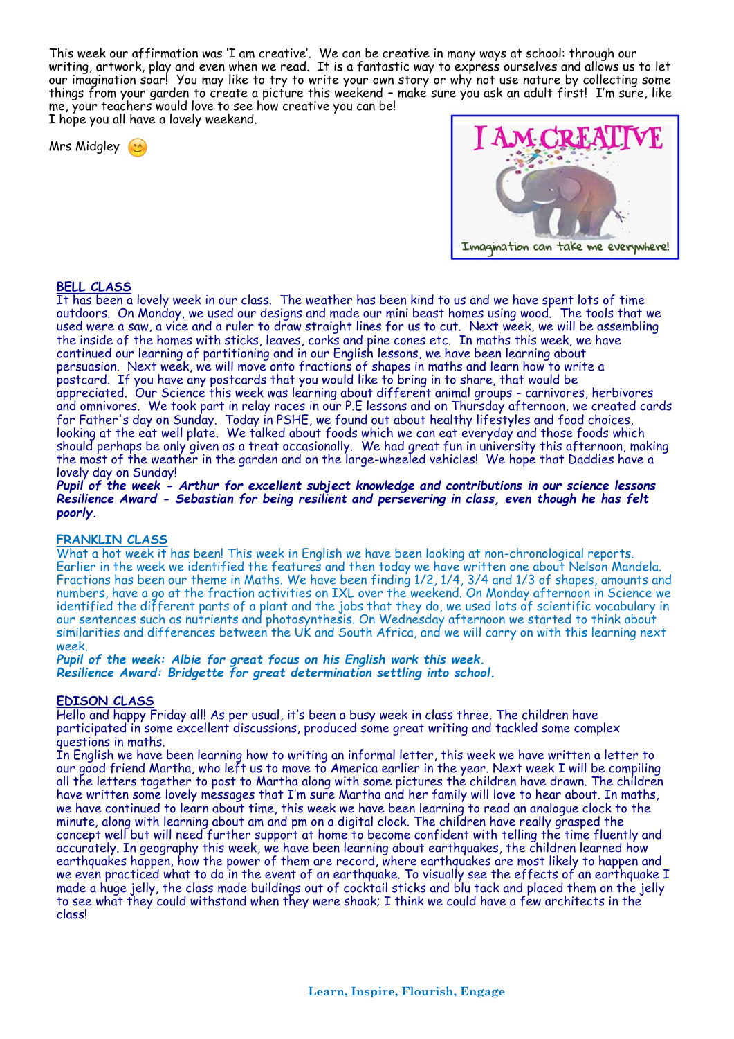This week our affirmation was 'I am creative'. We can be creative in many ways at school: through our writing, artwork, play and even when we read. It is a fantastic way to express ourselves and allows us to let our imagination soar! You may like to try to write your own story or why not use nature by collecting some things from your garden to create a picture this weekend – make sure you ask an adult first! I'm sure, like me, your teachers would love to see how creative you can be!
I hope you all have a lovely weekend.

Mrs Midgley 😊

I AM CREATIVE

Imagination can take me everywhere!

## BELL CLASS

It has been a lovely week in our class. The weather has been kind to us and we have spent lots of time outdoors. On Monday, we used our designs and made our mini beast homes using wood. The tools that we used were a saw, a vice and a ruler to draw straight lines for us to cut. Next week, we will be assembling the inside of the homes with sticks, leaves, corks and pine cones etc. In maths this week, we have continued our learning of partitioning and in our English lessons, we have been learning about persuasion. Next week, we will move onto fractions of shapes in maths and learn how to write a postcard. If you have any postcards that you would like to bring in to share, that would be appreciated. Our Science this week was learning about different animal groups - carnivores, herbivores and omnivores. We took part in relay races in our P.E lessons and on Thursday afternoon, we created cards for Father's day on Sunday. Today in PSHE, we found out about healthy lifestyles and food choices, looking at the eat well plate. We talked about foods which we can eat everyday and those foods which should perhaps be only given as a treat occasionally. We had great fun in university this afternoon, making the most of the weather in the garden and on the large-wheeled vehicles! We hope that Daddies have a lovely day on Sunday!

***Pupil of the week - Arthur for excellent subject knowledge and contributions in our science lessons***
***Resilience Award - Sebastian for being resilient and persevering in class, even though he has felt poorly.***

## FRANKLIN CLASS

What a hot week it has been! This week in English we have been looking at non-chronological reports. Earlier in the week we identified the features and then today we have written one about Nelson Mandela. Fractions has been our theme in Maths. We have been finding 1/2, 1/4, 3/4 and 1/3 of shapes, amounts and numbers, have a go at the fraction activities on IXL over the weekend. On Monday afternoon in Science we identified the different parts of a plant and the jobs that they do, we used lots of scientific vocabulary in our sentences such as nutrients and photosynthesis. On Wednesday afternoon we started to think about similarities and differences between the UK and South Africa, and we will carry on with this learning next week.

***Pupil of the week: Albie for great focus on his English work this week.***
***Resilience Award: Bridgette for great determination settling into school.***

## EDISON CLASS

Hello and happy Friday all! As per usual, it's been a busy week in class three. The children have participated in some excellent discussions, produced some great writing and tackled some complex questions in maths.
In English we have been learning how to writing an informal letter, this week we have written a letter to our good friend Martha, who left us to move to America earlier in the year. Next week I will be compiling all the letters together to post to Martha along with some pictures the children have drawn. The children have written some lovely messages that I'm sure Martha and her family will love to hear about. In maths, we have continued to learn about time, this week we have been learning to read an analogue clock to the minute, along with learning about am and pm on a digital clock. The children have really grasped the concept well but will need further support at home to become confident with telling the time fluently and accurately. In geography this week, we have been learning about earthquakes, the children learned how earthquakes happen, how the power of them are record, where earthquakes are most likely to happen and we even practiced what to do in the event of an earthquake. To visually see the effects of an earthquake I made a huge jelly, the class made buildings out of cocktail sticks and blu tack and placed them on the jelly to see what they could withstand when they were shook; I think we could have a few architects in the class!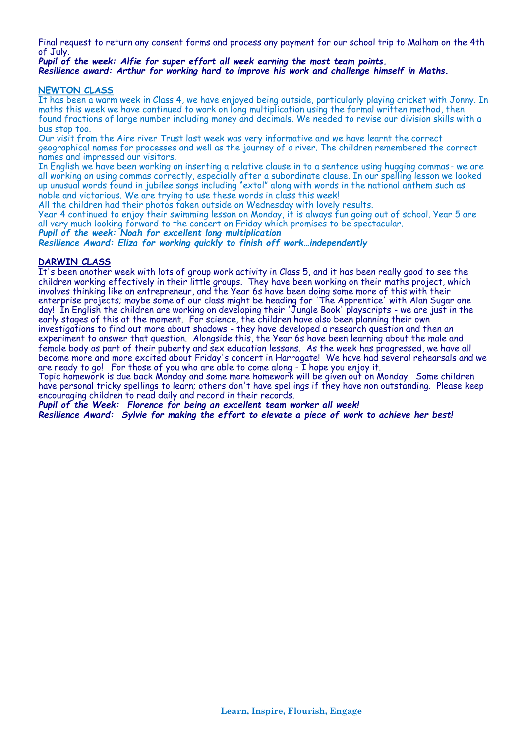Final request to return any consent forms and process any payment for our school trip to Malham on the 4th of July.

***Pupil of the week: Alfie for super effort all week earning the most team points.***
***Resilience award: Arthur for working hard to improve his work and challenge himself in Maths.***

## NEWTON CLASS

It has been a warm week in Class 4, we have enjoyed being outside, particularly playing cricket with Jonny. In maths this week we have continued to work on long multiplication using the formal written method, then found fractions of large number including money and decimals. We needed to revise our division skills with a bus stop too.

Our visit from the Aire river Trust last week was very informative and we have learnt the correct geographical names for processes and well as the journey of a river. The children remembered the correct names and impressed our visitors.

In English we have been working on inserting a relative clause in to a sentence using hugging commas- we are all working on using commas correctly, especially after a subordinate clause. In our spelling lesson we looked up unusual words found in jubilee songs including "extol" along with words in the national anthem such as noble and victorious. We are trying to use these words in class this week!

All the children had their photos taken outside on Wednesday with lovely results.

Year 4 continued to enjoy their swimming lesson on Monday, it is always fun going out of school. Year 5 are all very much looking forward to the concert on Friday which promises to be spectacular.

***Pupil of the week: Noah for excellent long multiplication***
***Resilience Award: Eliza for working quickly to finish off work…independently***

## DARWIN CLASS

It's been another week with lots of group work activity in Class 5, and it has been really good to see the children working effectively in their little groups. They have been working on their maths project, which involves thinking like an entrepreneur, and the Year 6s have been doing some more of this with their enterprise projects; maybe some of our class might be heading for 'The Apprentice' with Alan Sugar one day! In English the children are working on developing their 'Jungle Book' playscripts - we are just in the early stages of this at the moment. For science, the children have also been planning their own investigations to find out more about shadows - they have developed a research question and then an experiment to answer that question. Alongside this, the Year 6s have been learning about the male and female body as part of their puberty and sex education lessons. As the week has progressed, we have all become more and more excited about Friday's concert in Harrogate! We have had several rehearsals and we are ready to go! For those of you who are able to come along - I hope you enjoy it.

Topic homework is due back Monday and some more homework will be given out on Monday. Some children have personal tricky spellings to learn; others don't have spellings if they have non outstanding. Please keep encouraging children to read daily and record in their records.

***Pupil of the Week: Florence for being an excellent team worker all week!***
***Resilience Award: Sylvie for making the effort to elevate a piece of work to achieve her best!***

**Learn, Inspire, Flourish, Engage**